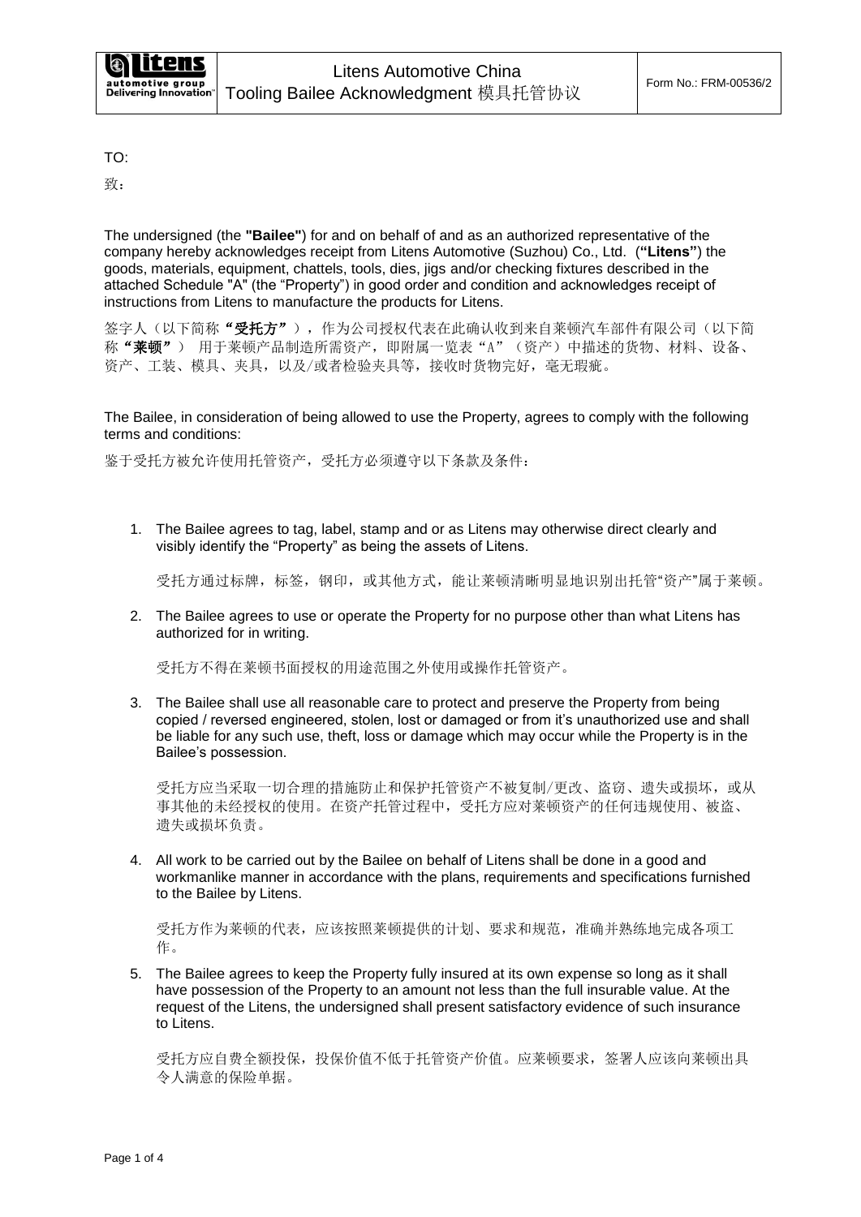# Litens Automotive China

## Tooling Bailee Acknowledgment 模具托管协议

Form No.: FRM-00536/2

TO:

致：

The undersigned (the **"Bailee"**) for and on behalf of and as an authorized representative of the company hereby acknowledges receipt from Litens Automotive (Suzhou) Co., Ltd. (**"Litens"**) the goods, materials, equipment, chattels, tools, dies, jigs and/or checking fixtures described in the attached Schedule "A" (the "Property") in good order and condition and acknowledges receipt of instructions from Litens to manufacture the products for Litens.

签字人（以下简称**"受托方"**），作为公司授权代表在此确认收到来自莱顿汽车部件有限公司（以下简称**"莱顿"**） 用于莱顿产品制造所需资产，即附属一览表"A"（资产）中描述的货物、材料、设备、资产、工装、模具、夹具，以及/或者检验夹具等，接收时货物完好，毫无瑕疵。

The Bailee, in consideration of being allowed to use the Property, agrees to comply with the following terms and conditions:

鉴于受托方被允许使用托管资产，受托方必须遵守以下条款及条件：

1. The Bailee agrees to tag, label, stamp and or as Litens may otherwise direct clearly and visibly identify the "Property" as being the assets of Litens.

   受托方通过标牌，标签，钢印，或其他方式，能让莱顿清晰明显地识别出托管"资产"属于莱顿。

2. The Bailee agrees to use or operate the Property for no purpose other than what Litens has authorized for in writing.

   受托方不得在莱顿书面授权的用途范围之外使用或操作托管资产。

3. The Bailee shall use all reasonable care to protect and preserve the Property from being copied / reversed engineered, stolen, lost or damaged or from it's unauthorized use and shall be liable for any such use, theft, loss or damage which may occur while the Property is in the Bailee's possession.

   受托方应当采取一切合理的措施防止和保护托管资产不被复制/更改、盗窃、遗失或损坏，或从事其他的未经授权的使用。在资产托管过程中，受托方应对莱顿资产的任何违规使用、被盗、遗失或损坏负责。

4. All work to be carried out by the Bailee on behalf of Litens shall be done in a good and workmanlike manner in accordance with the plans, requirements and specifications furnished to the Bailee by Litens.

   受托方作为莱顿的代表，应该按照莱顿提供的计划、要求和规范，准确并熟练地完成各项工作。

5. The Bailee agrees to keep the Property fully insured at its own expense so long as it shall have possession of the Property to an amount not less than the full insurable value. At the request of the Litens, the undersigned shall present satisfactory evidence of such insurance to Litens.

   受托方应自费全额投保，投保价值不低于托管资产价值。应莱顿要求，签署人应该向莱顿出具令人满意的保险单据。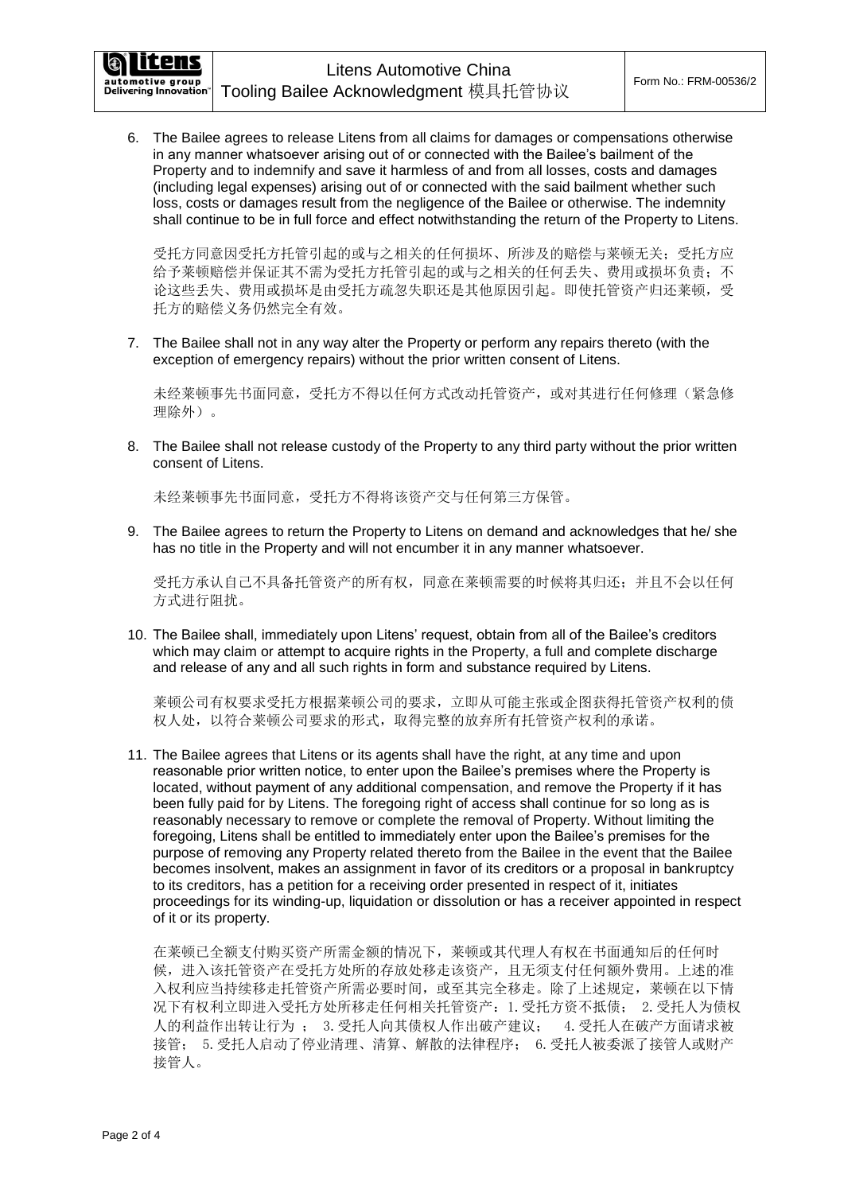6. The Bailee agrees to release Litens from all claims for damages or compensations otherwise in any manner whatsoever arising out of or connected with the Bailee's bailment of the Property and to indemnify and save it harmless of and from all losses, costs and damages (including legal expenses) arising out of or connected with the said bailment whether such loss, costs or damages result from the negligence of the Bailee or otherwise. The indemnity shall continue to be in full force and effect notwithstanding the return of the Property to Litens.

   受托方同意因受托方托管引起的或与之相关的任何损坏、所涉及的赔偿与莱顿无关；受托方应给予莱顿赔偿并保证其不需为受托方托管引起的或与之相关的任何丢失、费用或损坏负责；不论这些丢失、费用或损坏是由受托方疏忽失职还是其他原因引起。即使托管资产归还莱顿，受托方的赔偿义务仍然完全有效。

7. The Bailee shall not in any way alter the Property or perform any repairs thereto (with the exception of emergency repairs) without the prior written consent of Litens.

   未经莱顿事先书面同意，受托方不得以任何方式改动托管资产，或对其进行任何修理（紧急修理除外）。

8. The Bailee shall not release custody of the Property to any third party without the prior written consent of Litens.

   未经莱顿事先书面同意，受托方不得将该资产交与任何第三方保管。

9. The Bailee agrees to return the Property to Litens on demand and acknowledges that he/ she has no title in the Property and will not encumber it in any manner whatsoever.

   受托方承认自己不具备托管资产的所有权，同意在莱顿需要的时候将其归还；并且不会以任何方式进行阻扰。

10. The Bailee shall, immediately upon Litens' request, obtain from all of the Bailee's creditors which may claim or attempt to acquire rights in the Property, a full and complete discharge and release of any and all such rights in form and substance required by Litens.

    莱顿公司有权要求受托方根据莱顿公司的要求，立即从可能主张或企图获得托管资产权利的债权人处，以符合莱顿公司要求的形式，取得完整的放弃所有托管资产权利的承诺。

11. The Bailee agrees that Litens or its agents shall have the right, at any time and upon reasonable prior written notice, to enter upon the Bailee's premises where the Property is located, without payment of any additional compensation, and remove the Property if it has been fully paid for by Litens. The foregoing right of access shall continue for so long as is reasonably necessary to remove or complete the removal of Property. Without limiting the foregoing, Litens shall be entitled to immediately enter upon the Bailee's premises for the purpose of removing any Property related thereto from the Bailee in the event that the Bailee becomes insolvent, makes an assignment in favor of its creditors or a proposal in bankruptcy to its creditors, has a petition for a receiving order presented in respect of it, initiates proceedings for its winding-up, liquidation or dissolution or has a receiver appointed in respect of it or its property.

    在莱顿已全额支付购买资产所需金额的情况下，莱顿或其代理人有权在书面通知后的任何时候，进入该托管资产在受托方处所的存放处移走该资产，且无须支付任何额外费用。上述的准入权利应当持续移走托管资产所需必要时间，或至其完全移走。除了上述规定，莱顿在以下情况下有权利立即进入受托方处所移走任何相关托管资产：1.受托方资不抵债； 2.受托人为债权人的利益作出转让行为 ； 3.受托人向其债权人作出破产建议； 4.受托人在破产方面请求被接管； 5.受托人启动了停业清理、清算、解散的法律程序； 6.受托人被委派了接管人或财产接管人。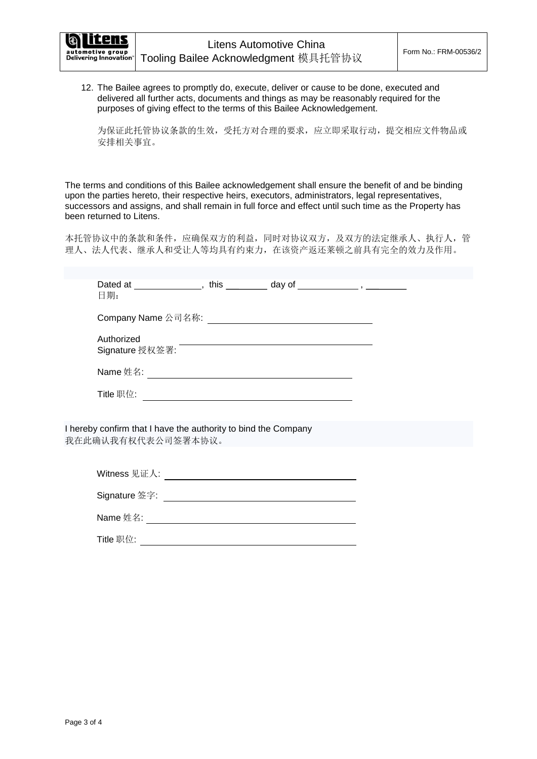12. The Bailee agrees to promptly do, execute, deliver or cause to be done, executed and delivered all further acts, documents and things as may be reasonably required for the purposes of giving effect to the terms of this Bailee Acknowledgement.

    为保证此托管协议条款的生效，受托方对合理的要求，应立即采取行动，提交相应文件物品或安排相关事宜。

The terms and conditions of this Bailee acknowledgement shall ensure the benefit of and be binding upon the parties hereto, their respective heirs, executors, administrators, legal representatives, successors and assigns, and shall remain in full force and effect until such time as the Property has been returned to Litens.

本托管协议中的条款和条件，应确保双方的利益，同时对协议双方，及双方的法定继承人、执行人，管理人、法人代表、继承人和受让人等均具有约束力，在该资产返还莱顿之前具有完全的效力及作用。

Dated at _____________, this ________ day of ____________ , ________
日期：

Company Name 公司名称: ______________________________

Authorized
Signature 授权签署: ______________________________

Name 姓名: ______________________________

Title 职位: ______________________________

I hereby confirm that I have the authority to bind the Company
我在此确认我有权代表公司签署本协议。

Witness 见证人: ______________________________

Signature 签字: ______________________________

Name 姓名: ______________________________

Title 职位: ______________________________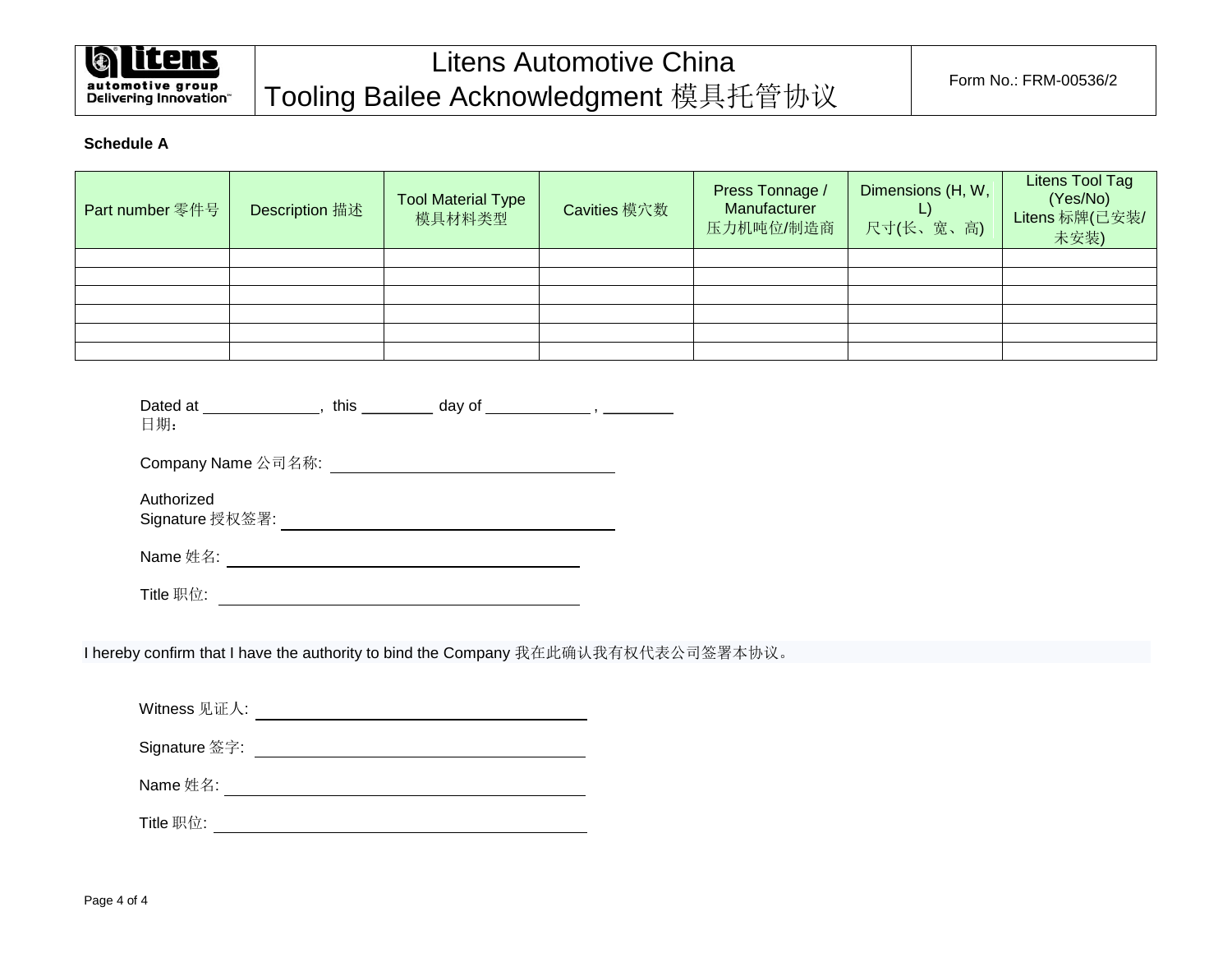| Litens automotive group Delivering Innovation™ | Litens Automotive China<br>Tooling Bailee Acknowledgment 模具托管协议 | Form No.: FRM-00536/2 |
|---|---|---|

**Schedule A**

| Part number 零件号 | Description 描述 | Tool Material Type 模具材料类型 | Cavities 模穴数 | Press Tonnage / Manufacturer 压力机吨位/制造商 | Dimensions (H, W, L) 尺寸(长、宽、高) | Litens Tool Tag (Yes/No) Litens 标牌(已安装/未安装) |
|---|---|---|---|---|---|---|
| | | | | | | |
| | | | | | | |
| | | | | | | |
| | | | | | | |
| | | | | | | |
| | | | | | | |

Dated at ______________, this ________ day of ____________ , ________
日期：

Company Name 公司名称: ________________________________

Authorized
Signature 授权签署: ________________________________

Name 姓名: ________________________________

Title 职位: ________________________________

I hereby confirm that I have the authority to bind the Company 我在此确认我有权代表公司签署本协议。

Witness 见证人: ________________________________

Signature 签字: ________________________________

Name 姓名: ________________________________

Title 职位: ________________________________